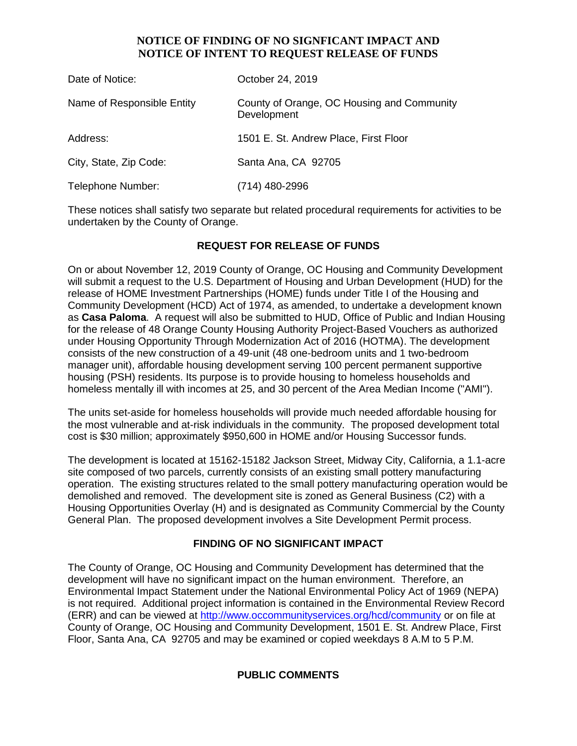# NOTICE OF FINDING OF NO SIGNFICANT IMPACT AND NOTICE OF INTENT TO REQUEST RELEASE OF FUNDS

| | |
|---|---|
| Date of Notice: | October 24, 2019 |
| Name of Responsible Entity | County of Orange, OC Housing and Community Development |
| Address: | 1501 E. St. Andrew Place, First Floor |
| City, State, Zip Code: | Santa Ana, CA 92705 |
| Telephone Number: | (714) 480-2996 |

These notices shall satisfy two separate but related procedural requirements for activities to be undertaken by the County of Orange.

## REQUEST FOR RELEASE OF FUNDS

On or about November 12, 2019 County of Orange, OC Housing and Community Development will submit a request to the U.S. Department of Housing and Urban Development (HUD) for the release of HOME Investment Partnerships (HOME) funds under Title I of the Housing and Community Development (HCD) Act of 1974, as amended, to undertake a development known as **Casa Paloma**. A request will also be submitted to HUD, Office of Public and Indian Housing for the release of 48 Orange County Housing Authority Project-Based Vouchers as authorized under Housing Opportunity Through Modernization Act of 2016 (HOTMA). The development consists of the new construction of a 49-unit (48 one-bedroom units and 1 two-bedroom manager unit), affordable housing development serving 100 percent permanent supportive housing (PSH) residents. Its purpose is to provide housing to homeless households and homeless mentally ill with incomes at 25, and 30 percent of the Area Median Income ("AMI").

The units set-aside for homeless households will provide much needed affordable housing for the most vulnerable and at-risk individuals in the community. The proposed development total cost is $30 million; approximately $950,600 in HOME and/or Housing Successor funds.

The development is located at 15162-15182 Jackson Street, Midway City, California, a 1.1-acre site composed of two parcels, currently consists of an existing small pottery manufacturing operation. The existing structures related to the small pottery manufacturing operation would be demolished and removed. The development site is zoned as General Business (C2) with a Housing Opportunities Overlay (H) and is designated as Community Commercial by the County General Plan. The proposed development involves a Site Development Permit process.

## FINDING OF NO SIGNIFICANT IMPACT

The County of Orange, OC Housing and Community Development has determined that the development will have no significant impact on the human environment. Therefore, an Environmental Impact Statement under the National Environmental Policy Act of 1969 (NEPA) is not required. Additional project information is contained in the Environmental Review Record (ERR) and can be viewed at http://www.occommunityservices.org/hcd/community or on file at County of Orange, OC Housing and Community Development, 1501 E. St. Andrew Place, First Floor, Santa Ana, CA 92705 and may be examined or copied weekdays 8 A.M to 5 P.M.

## PUBLIC COMMENTS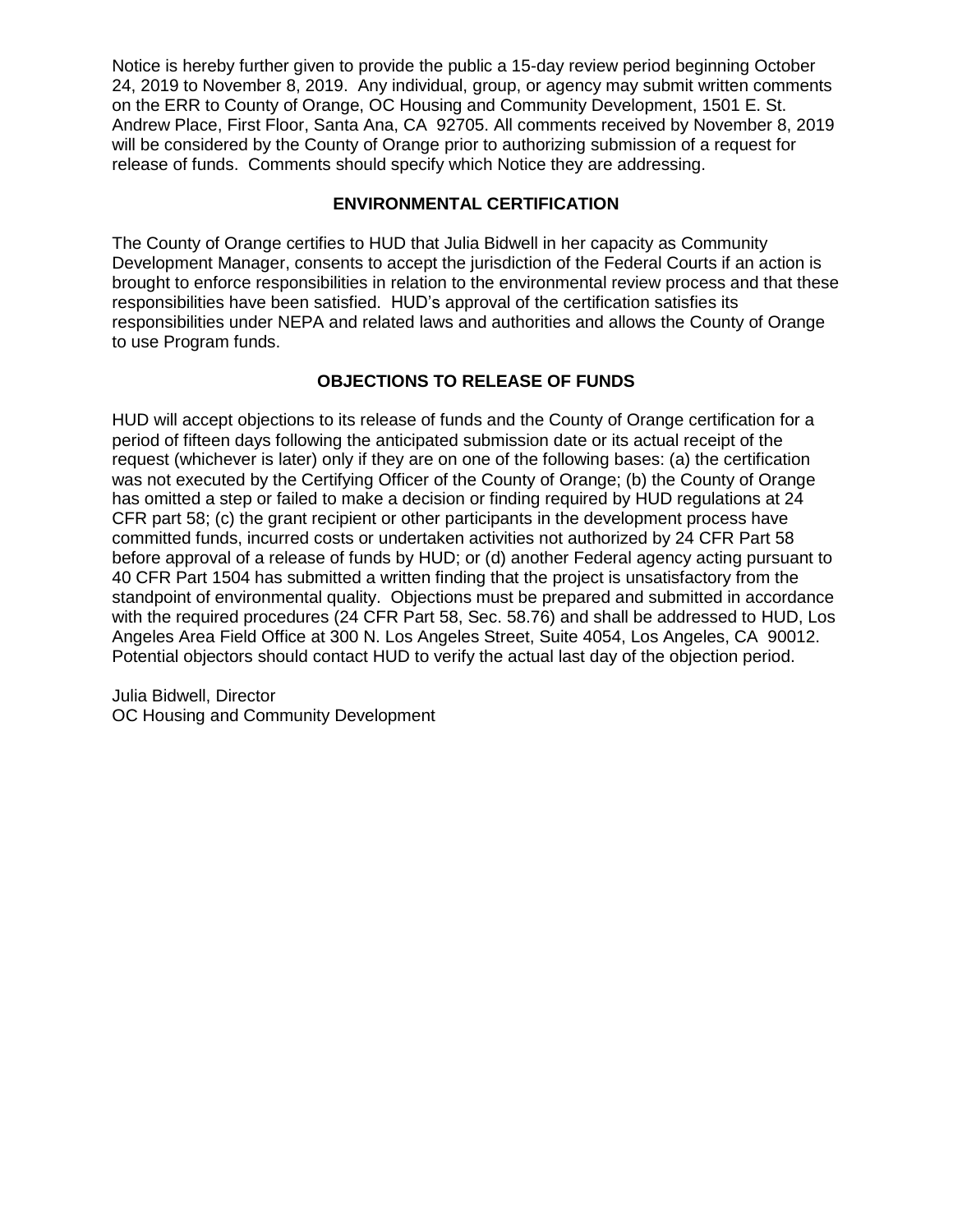Notice is hereby further given to provide the public a 15-day review period beginning October 24, 2019 to November 8, 2019. Any individual, group, or agency may submit written comments on the ERR to County of Orange, OC Housing and Community Development, 1501 E. St. Andrew Place, First Floor, Santa Ana, CA 92705. All comments received by November 8, 2019 will be considered by the County of Orange prior to authorizing submission of a request for release of funds. Comments should specify which Notice they are addressing.

## ENVIRONMENTAL CERTIFICATION

The County of Orange certifies to HUD that Julia Bidwell in her capacity as Community Development Manager, consents to accept the jurisdiction of the Federal Courts if an action is brought to enforce responsibilities in relation to the environmental review process and that these responsibilities have been satisfied. HUD's approval of the certification satisfies its responsibilities under NEPA and related laws and authorities and allows the County of Orange to use Program funds.

## OBJECTIONS TO RELEASE OF FUNDS

HUD will accept objections to its release of funds and the County of Orange certification for a period of fifteen days following the anticipated submission date or its actual receipt of the request (whichever is later) only if they are on one of the following bases: (a) the certification was not executed by the Certifying Officer of the County of Orange; (b) the County of Orange has omitted a step or failed to make a decision or finding required by HUD regulations at 24 CFR part 58; (c) the grant recipient or other participants in the development process have committed funds, incurred costs or undertaken activities not authorized by 24 CFR Part 58 before approval of a release of funds by HUD; or (d) another Federal agency acting pursuant to 40 CFR Part 1504 has submitted a written finding that the project is unsatisfactory from the standpoint of environmental quality. Objections must be prepared and submitted in accordance with the required procedures (24 CFR Part 58, Sec. 58.76) and shall be addressed to HUD, Los Angeles Area Field Office at 300 N. Los Angeles Street, Suite 4054, Los Angeles, CA 90012. Potential objectors should contact HUD to verify the actual last day of the objection period.

Julia Bidwell, Director
OC Housing and Community Development